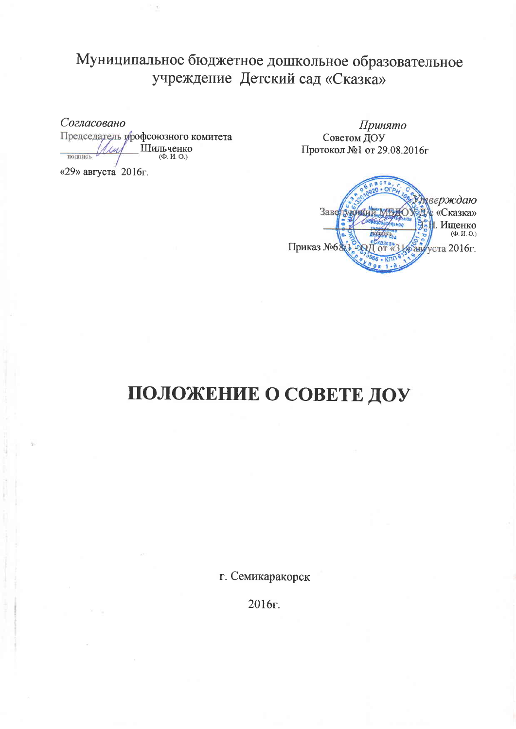Муниципальное бюджетное дошкольное образовательное учреждение Детский сад «Сказка»

*Согласовано*
Председатель профсоюзного комитета
_________ Шильченко
подпись (Ф. И. О.)
«29» августа 2016г.

*Принято*
Советом ДОУ
Протокол №1 от 29.08.2016г

*Утверждаю*
Заведующий МБДОУ д/с «Сказка»
_________ Н. Ищенко
(Ф. И. О.)
Приказ №68/1 - ОД от «31» августа 2016г.

# ПОЛОЖЕНИЕ О СОВЕТЕ ДОУ

г. Семикаракорск

2016г.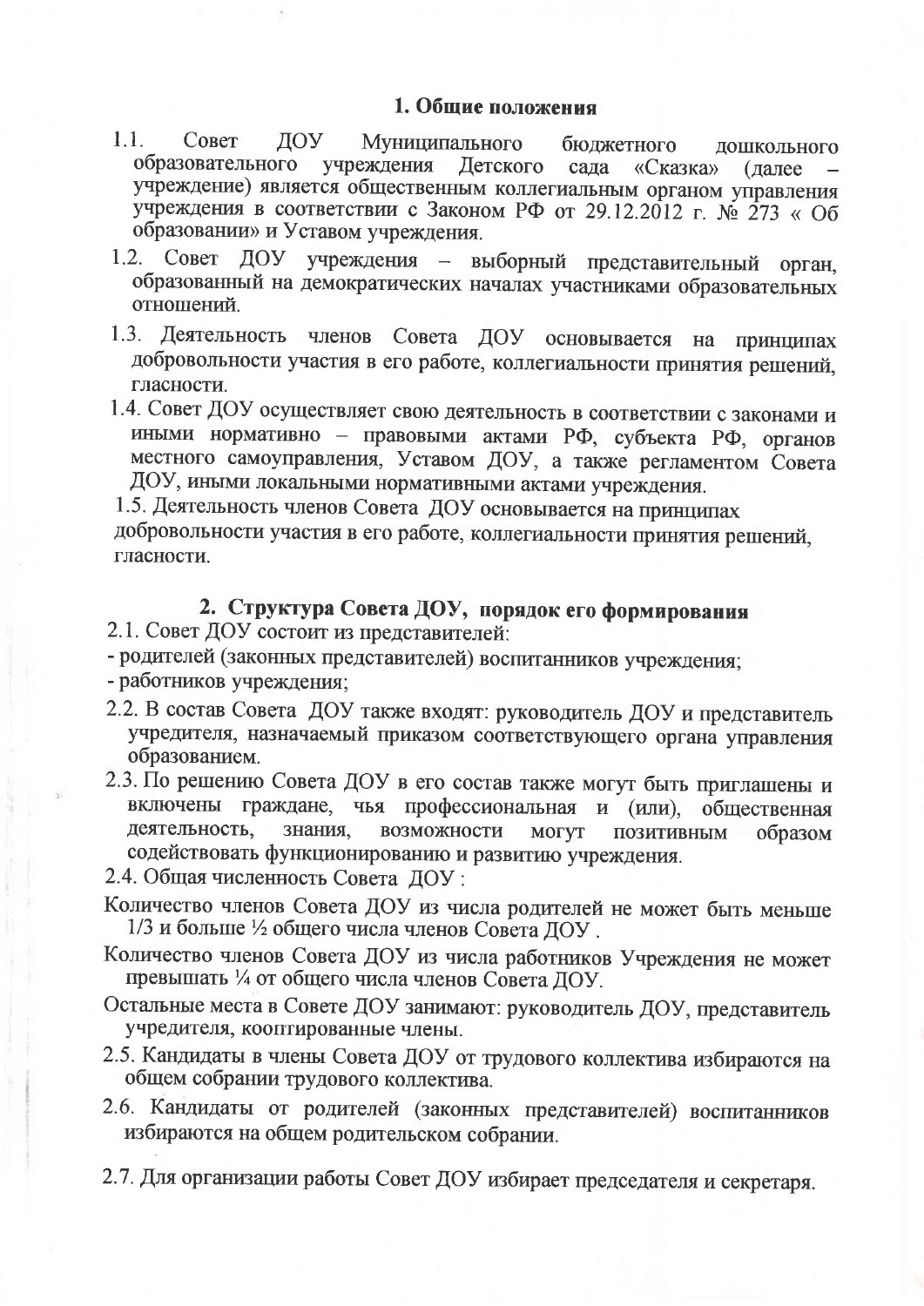## 1. Общие положения

1.1. Совет ДОУ Муниципального бюджетного дошкольного образовательного учреждения Детского сада «Сказка» (далее – учреждение) является общественным коллегиальным органом управления учреждения в соответствии с Законом РФ от 29.12.2012 г. № 273 « Об образовании» и Уставом учреждения.

1.2. Совет ДОУ учреждения – выборный представительный орган, образованный на демократических началах участниками образовательных отношений.

1.3. Деятельность членов Совета ДОУ основывается на принципах добровольности участия в его работе, коллегиальности принятия решений, гласности.

1.4. Совет ДОУ осуществляет свою деятельность в соответствии с законами и иными нормативно – правовыми актами РФ, субъекта РФ, органов местного самоуправления, Уставом ДОУ, а также регламентом Совета ДОУ, иными локальными нормативными актами учреждения.

1.5. Деятельность членов Совета ДОУ основывается на принципах добровольности участия в его работе, коллегиальности принятия решений, гласности.

## 2. Структура Совета ДОУ, порядок его формирования

2.1. Совет ДОУ состоит из представителей:

- родителей (законных представителей) воспитанников учреждения;
- работников учреждения;

2.2. В состав Совета ДОУ также входят: руководитель ДОУ и представитель учредителя, назначаемый приказом соответствующего органа управления образованием.

2.3. По решению Совета ДОУ в его состав также могут быть приглашены и включены граждане, чья профессиональная и (или), общественная деятельность, знания, возможности могут позитивным образом содействовать функционированию и развитию учреждения.

2.4. Общая численность Совета ДОУ :

Количество членов Совета ДОУ из числа родителей не может быть меньше 1/3 и больше ½ общего числа членов Совета ДОУ .

Количество членов Совета ДОУ из числа работников Учреждения не может превышать ¼ от общего числа членов Совета ДОУ.

Остальные места в Совете ДОУ занимают: руководитель ДОУ, представитель учредителя, кооптированные члены.

2.5. Кандидаты в члены Совета ДОУ от трудового коллектива избираются на общем собрании трудового коллектива.

2.6. Кандидаты от родителей (законных представителей) воспитанников избираются на общем родительском собрании.

2.7. Для организации работы Совет ДОУ избирает председателя и секретаря.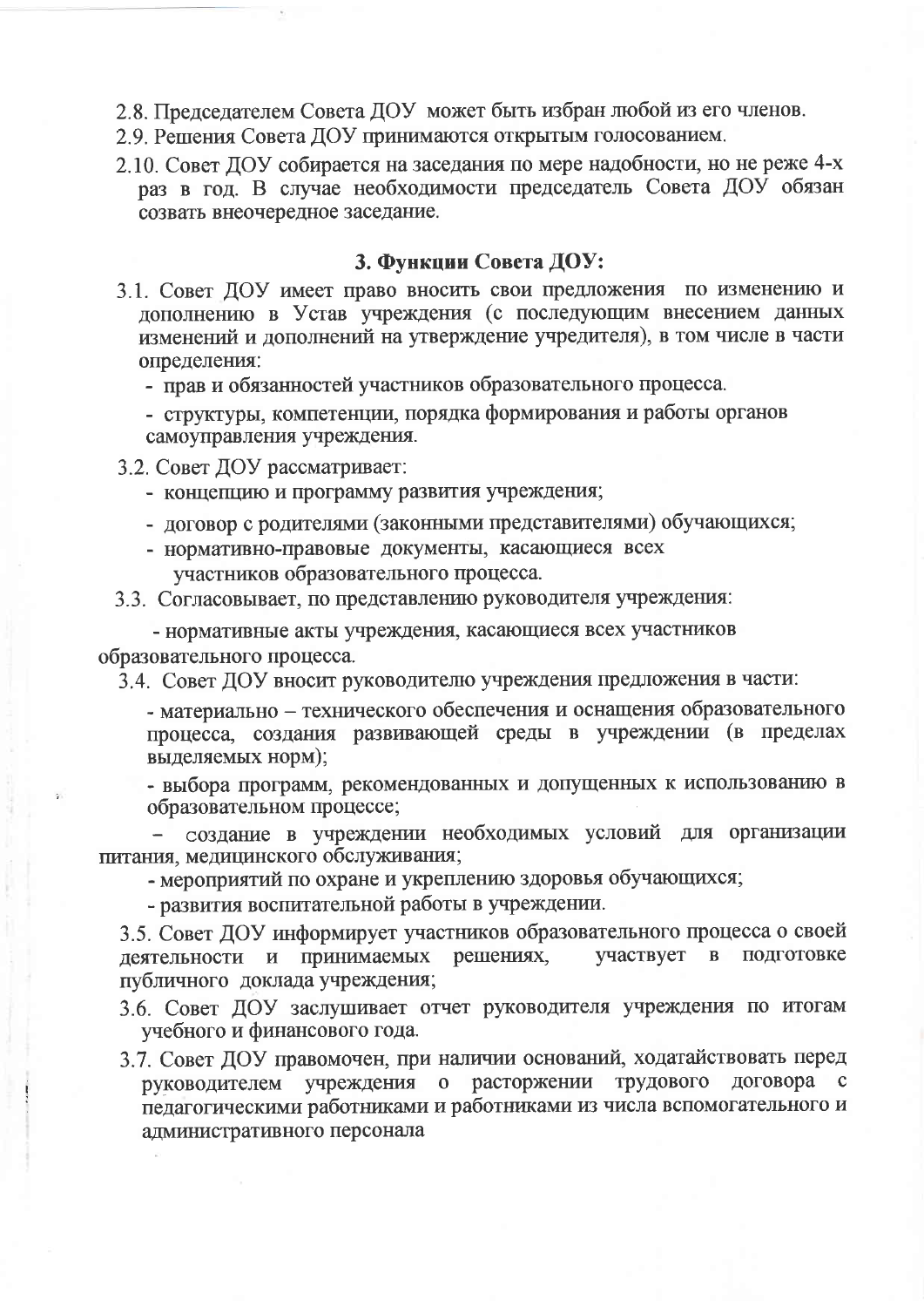2.8. Председателем Совета ДОУ может быть избран любой из его членов.

2.9. Решения Совета ДОУ принимаются открытым голосованием.

2.10. Совет ДОУ собирается на заседания по мере надобности, но не реже 4-х раз в год. В случае необходимости председатель Совета ДОУ обязан созвать внеочередное заседание.

### 3. Функции Совета ДОУ:

3.1. Совет ДОУ имеет право вносить свои предложения по изменению и дополнению в Устав учреждения (с последующим внесением данных изменений и дополнений на утверждение учредителя), в том числе в части определения:

- прав и обязанностей участников образовательного процесса.
- структуры, компетенции, порядка формирования и работы органов самоуправления учреждения.

3.2. Совет ДОУ рассматривает:

- концепцию и программу развития учреждения;
- договор с родителями (законными представителями) обучающихся;
- нормативно-правовые документы, касающиеся всех участников образовательного процесса.

3.3. Согласовывает, по представлению руководителя учреждения:

- нормативные акты учреждения, касающиеся всех участников образовательного процесса.

3.4. Совет ДОУ вносит руководителю учреждения предложения в части:

- материально – технического обеспечения и оснащения образовательного процесса, создания развивающей среды в учреждении (в пределах выделяемых норм);
- выбора программ, рекомендованных и допущенных к использованию в образовательном процессе;
- создание в учреждении необходимых условий для организации питания, медицинского обслуживания;
- мероприятий по охране и укреплению здоровья обучающихся;
- развития воспитательной работы в учреждении.

3.5. Совет ДОУ информирует участников образовательного процесса о своей деятельности и принимаемых решениях, участвует в подготовке публичного доклада учреждения;

3.6. Совет ДОУ заслушивает отчет руководителя учреждения по итогам учебного и финансового года.

3.7. Совет ДОУ правомочен, при наличии оснований, ходатайствовать перед руководителем учреждения о расторжении трудового договора с педагогическими работниками и работниками из числа вспомогательного и административного персонала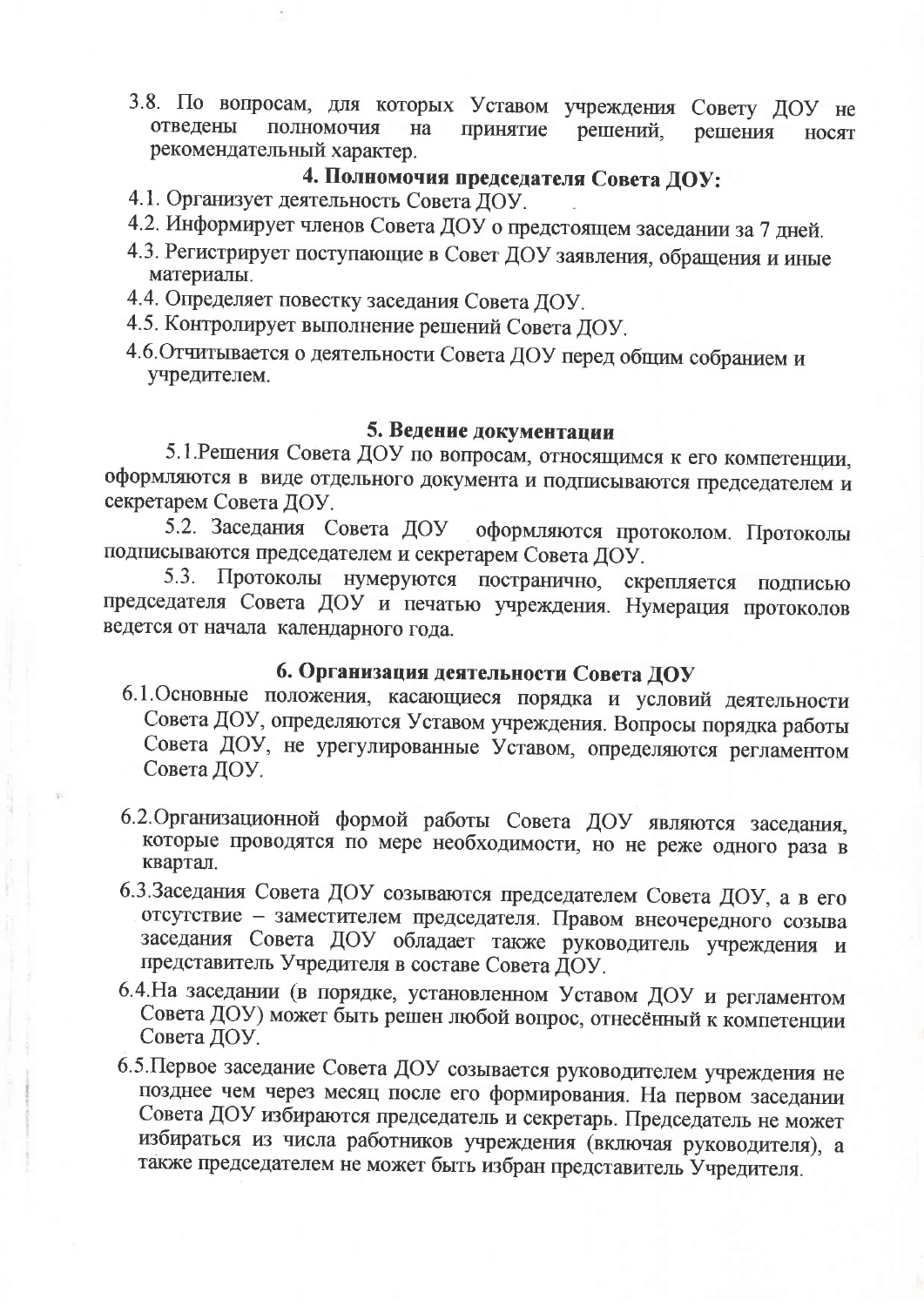3.8. По вопросам, для которых Уставом учреждения Совету ДОУ не отведены полномочия на принятие решений, решения носят рекомендательный характер.

## 4. Полномочия председателя Совета ДОУ:

4.1. Организует деятельность Совета ДОУ.

4.2. Информирует членов Совета ДОУ о предстоящем заседании за 7 дней.

4.3. Регистрирует поступающие в Совет ДОУ заявления, обращения и иные материалы.

4.4. Определяет повестку заседания Совета ДОУ.

4.5. Контролирует выполнение решений Совета ДОУ.

4.6. Отчитывается о деятельности Совета ДОУ перед общим собранием и учредителем.

## 5. Ведение документации

5.1. Решения Совета ДОУ по вопросам, относящимся к его компетенции, оформляются в виде отдельного документа и подписываются председателем и секретарем Совета ДОУ.

5.2. Заседания Совета ДОУ оформляются протоколом. Протоколы подписываются председателем и секретарем Совета ДОУ.

5.3. Протоколы нумеруются постранично, скрепляется подписью председателя Совета ДОУ и печатью учреждения. Нумерация протоколов ведется от начала календарного года.

## 6. Организация деятельности Совета ДОУ

6.1. Основные положения, касающиеся порядка и условий деятельности Совета ДОУ, определяются Уставом учреждения. Вопросы порядка работы Совета ДОУ, не урегулированные Уставом, определяются регламентом Совета ДОУ.

6.2. Организационной формой работы Совета ДОУ являются заседания, которые проводятся по мере необходимости, но не реже одного раза в квартал.

6.3. Заседания Совета ДОУ созываются председателем Совета ДОУ, а в его отсутствие – заместителем председателя. Правом внеочередного созыва заседания Совета ДОУ обладает также руководитель учреждения и представитель Учредителя в составе Совета ДОУ.

6.4. На заседании (в порядке, установленном Уставом ДОУ и регламентом Совета ДОУ) может быть решен любой вопрос, отнесённый к компетенции Совета ДОУ.

6.5. Первое заседание Совета ДОУ созывается руководителем учреждения не позднее чем через месяц после его формирования. На первом заседании Совета ДОУ избираются председатель и секретарь. Председатель не может избираться из числа работников учреждения (включая руководителя), а также председателем не может быть избран представитель Учредителя.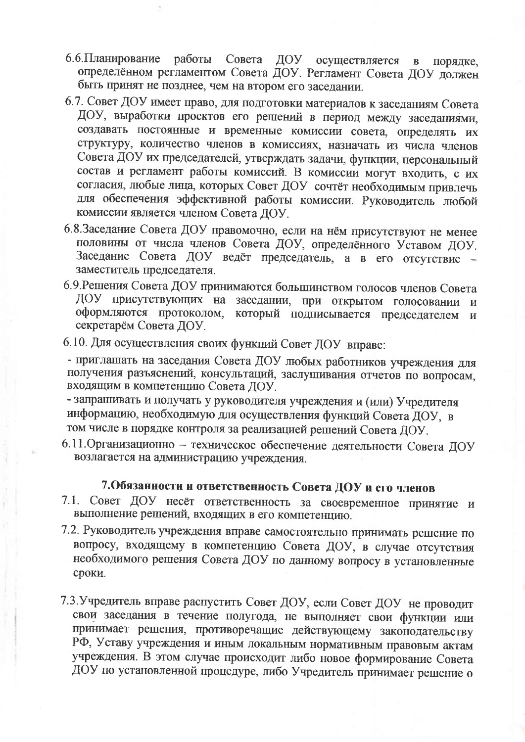6.6.Планирование работы Совета ДОУ осуществляется в порядке, определённом регламентом Совета ДОУ. Регламент Совета ДОУ должен быть принят не позднее, чем на втором его заседании.

6.7. Совет ДОУ имеет право, для подготовки материалов к заседаниям Совета ДОУ, выработки проектов его решений в период между заседаниями, создавать постоянные и временные комиссии совета, определять их структуру, количество членов в комиссиях, назначать из числа членов Совета ДОУ их председателей, утверждать задачи, функции, персональный состав и регламент работы комиссий. В комиссии могут входить, с их согласия, любые лица, которых Совет ДОУ сочтёт необходимым привлечь для обеспечения эффективной работы комиссии. Руководитель любой комиссии является членом Совета ДОУ.

6.8.Заседание Совета ДОУ правомочно, если на нём присутствуют не менее половины от числа членов Совета ДОУ, определённого Уставом ДОУ. Заседание Совета ДОУ ведёт председатель, а в его отсутствие – заместитель председателя.

6.9.Решения Совета ДОУ принимаются большинством голосов членов Совета ДОУ присутствующих на заседании, при открытом голосовании и оформляются протоколом, который подписывается председателем и секретарём Совета ДОУ.

6.10. Для осуществления своих функций Совет ДОУ вправе:

- приглашать на заседания Совета ДОУ любых работников учреждения для получения разъяснений, консультаций, заслушивания отчетов по вопросам, входящим в компетенцию Совета ДОУ.
- запрашивать и получать у руководителя учреждения и (или) Учредителя информацию, необходимую для осуществления функций Совета ДОУ, в том числе в порядке контроля за реализацией решений Совета ДОУ.

6.11.Организационно – техническое обеспечение деятельности Совета ДОУ возлагается на администрацию учреждения.

## 7.Обязанности и ответственность Совета ДОУ и его членов

7.1. Совет ДОУ несёт ответственность за своевременное принятие и выполнение решений, входящих в его компетенцию.

7.2. Руководитель учреждения вправе самостоятельно принимать решение по вопросу, входящему в компетенцию Совета ДОУ, в случае отсутствия необходимого решения Совета ДОУ по данному вопросу в установленные сроки.

7.3.Учредитель вправе распустить Совет ДОУ, если Совет ДОУ не проводит свои заседания в течение полугода, не выполняет свои функции или принимает решения, противоречащие действующему законодательству РФ, Уставу учреждения и иным локальным нормативным правовым актам учреждения. В этом случае происходит либо новое формирование Совета ДОУ по установленной процедуре, либо Учредитель принимает решение о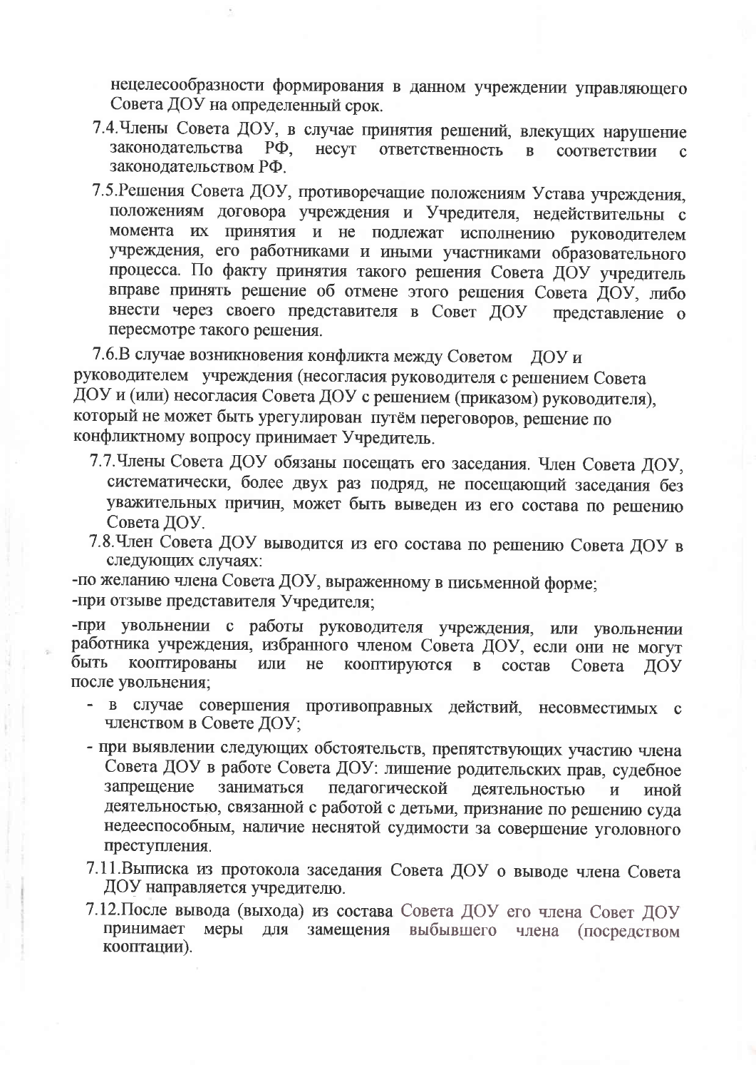нецелесообразности формирования в данном учреждении управляющего Совета ДОУ на определенный срок.

7.4. Члены Совета ДОУ, в случае принятия решений, влекущих нарушение законодательства РФ, несут ответственность в соответствии с законодательством РФ.

7.5. Решения Совета ДОУ, противоречащие положениям Устава учреждения, положениям договора учреждения и Учредителя, недействительны с момента их принятия и не подлежат исполнению руководителем учреждения, его работниками и иными участниками образовательного процесса. По факту принятия такого решения Совета ДОУ учредитель вправе принять решение об отмене этого решения Совета ДОУ, либо внести через своего представителя в Совет ДОУ представление о пересмотре такого решения.

7.6. В случае возникновения конфликта между Советом ДОУ и руководителем учреждения (несогласия руководителя с решением Совета ДОУ и (или) несогласия Совета ДОУ с решением (приказом) руководителя), который не может быть урегулирован путём переговоров, решение по конфликтному вопросу принимает Учредитель.

7.7. Члены Совета ДОУ обязаны посещать его заседания. Член Совета ДОУ, систематически, более двух раз подряд, не посещающий заседания без уважительных причин, может быть выведен из его состава по решению Совета ДОУ.

7.8. Член Совета ДОУ выводится из его состава по решению Совета ДОУ в следующих случаях:

-по желанию члена Совета ДОУ, выраженному в письменной форме;

-при отзыве представителя Учредителя;

-при увольнении с работы руководителя учреждения, или увольнении работника учреждения, избранного членом Совета ДОУ, если они не могут быть кооптированы или не кооптируются в состав Совета ДОУ после увольнения;

- в случае совершения противоправных действий, несовместимых с членством в Совете ДОУ;
- при выявлении следующих обстоятельств, препятствующих участию члена Совета ДОУ в работе Совета ДОУ: лишение родительских прав, судебное запрещение заниматься педагогической деятельностью и иной деятельностью, связанной с работой с детьми, признание по решению суда недееспособным, наличие неснятой судимости за совершение уголовного преступления.

7.11. Выписка из протокола заседания Совета ДОУ о выводе члена Совета ДОУ направляется учредителю.

7.12. После вывода (выхода) из состава Совета ДОУ его члена Совет ДОУ принимает меры для замещения выбывшего члена (посредством кооптации).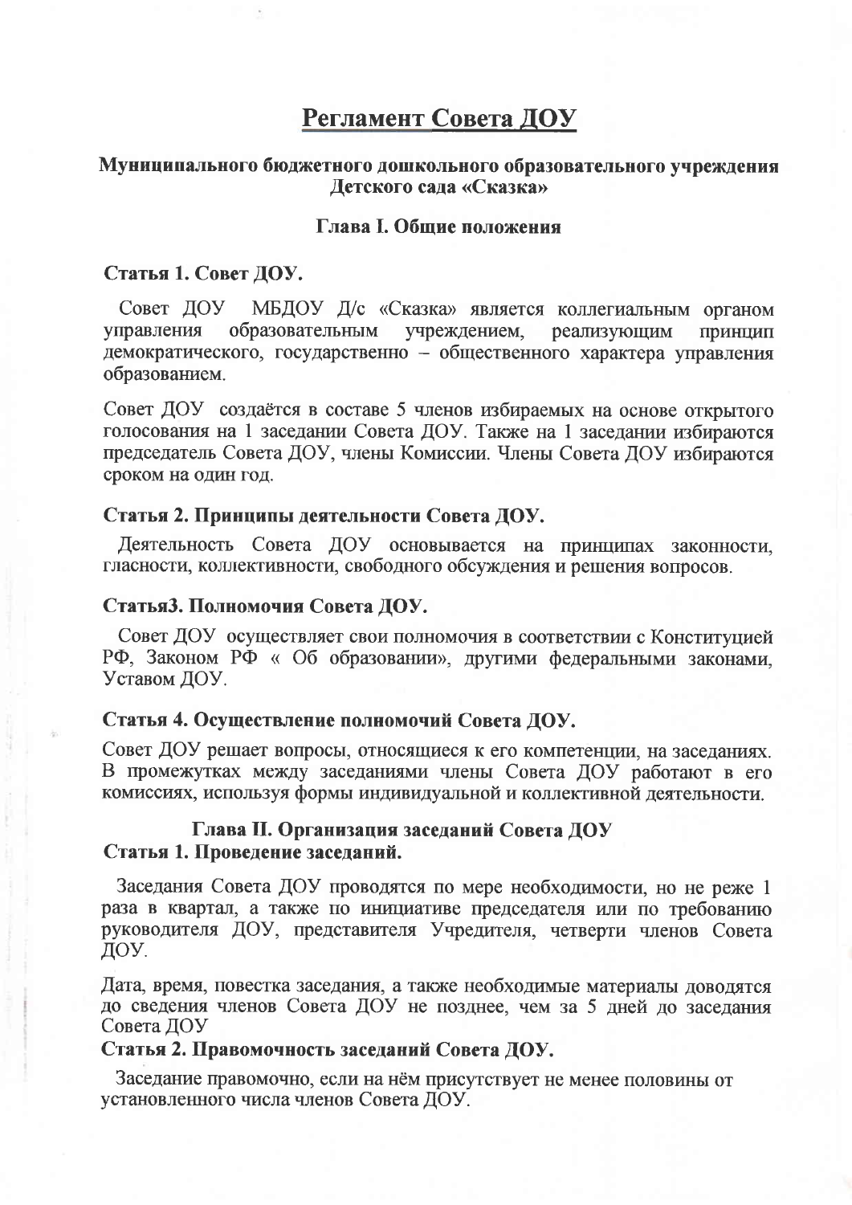# Регламент Совета ДОУ

### Муниципального бюджетного дошкольного образовательного учреждения Детского сада «Сказка»

### Глава I. Общие положения

**Статья 1. Совет ДОУ.**

Совет ДОУ МБДОУ Д/с «Сказка» является коллегиальным органом управления образовательным учреждением, реализующим принцип демократического, государственно – общественного характера управления образованием.

Совет ДОУ создаётся в составе 5 членов избираемых на основе открытого голосования на 1 заседании Совета ДОУ. Также на 1 заседании избираются председатель Совета ДОУ, члены Комиссии. Члены Совета ДОУ избираются сроком на один год.

**Статья 2. Принципы деятельности Совета ДОУ.**

Деятельность Совета ДОУ основывается на принципах законности, гласности, коллективности, свободного обсуждения и решения вопросов.

**Статья3. Полномочия Совета ДОУ.**

Совет ДОУ осуществляет свои полномочия в соответствии с Конституцией РФ, Законом РФ « Об образовании», другими федеральными законами, Уставом ДОУ.

**Статья 4. Осуществление полномочий Совета ДОУ.**

Совет ДОУ решает вопросы, относящиеся к его компетенции, на заседаниях. В промежутках между заседаниями члены Совета ДОУ работают в его комиссиях, используя формы индивидуальной и коллективной деятельности.

### Глава II. Организация заседаний Совета ДОУ

**Статья 1. Проведение заседаний.**

Заседания Совета ДОУ проводятся по мере необходимости, но не реже 1 раза в квартал, а также по инициативе председателя или по требованию руководителя ДОУ, представителя Учредителя, четверти членов Совета ДОУ.

Дата, время, повестка заседания, а также необходимые материалы доводятся до сведения членов Совета ДОУ не позднее, чем за 5 дней до заседания Совета ДОУ

**Статья 2. Правомочность заседаний Совета ДОУ.**

Заседание правомочно, если на нём присутствует не менее половины от установленного числа членов Совета ДОУ.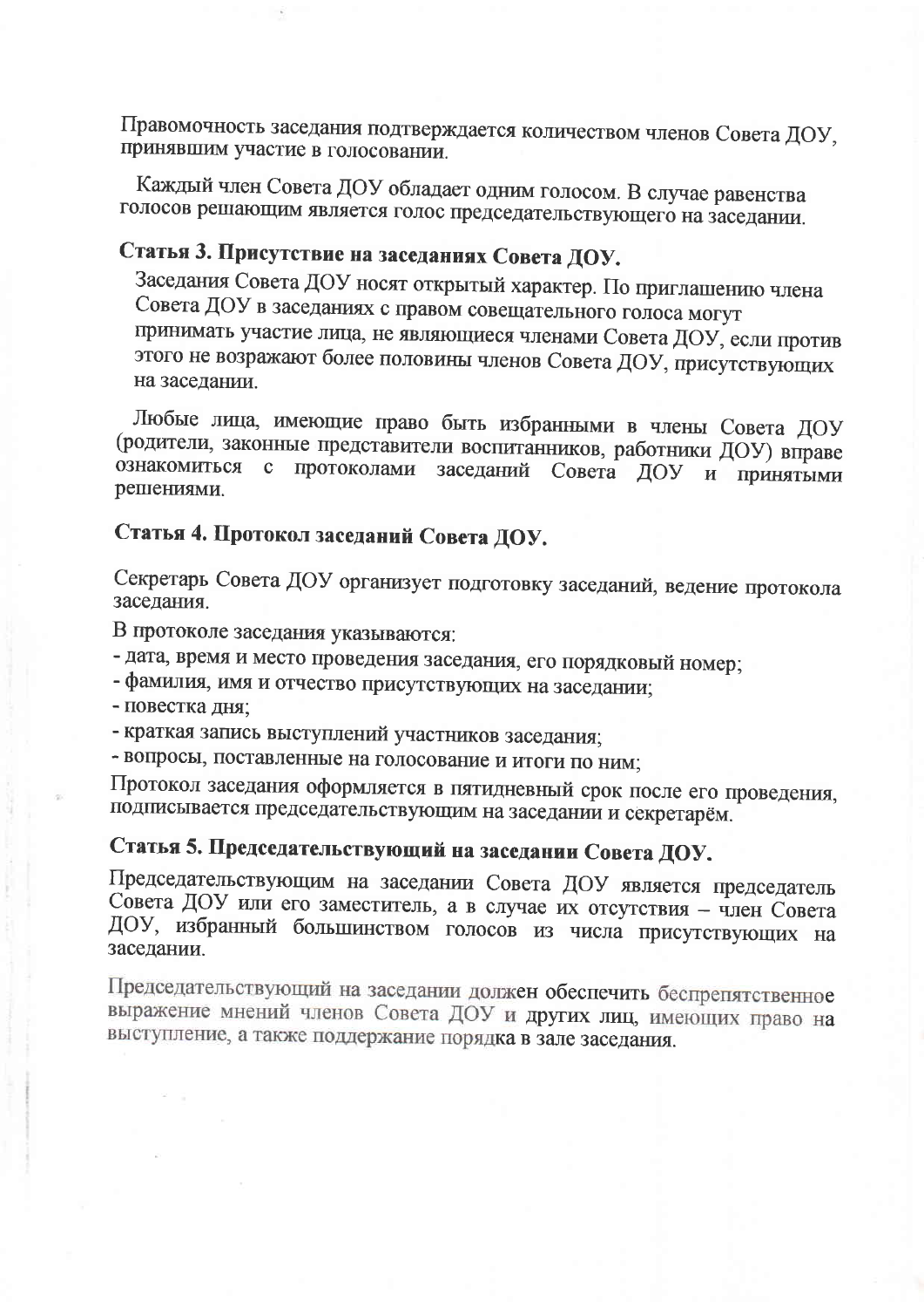Правомочность заседания подтверждается количеством членов Совета ДОУ, принявшим участие в голосовании.

Каждый член Совета ДОУ обладает одним голосом. В случае равенства голосов решающим является голос председательствующего на заседании.

## Статья 3. Присутствие на заседаниях Совета ДОУ.

Заседания Совета ДОУ носят открытый характер. По приглашению члена Совета ДОУ в заседаниях с правом совещательного голоса могут принимать участие лица, не являющиеся членами Совета ДОУ, если против этого не возражают более половины членов Совета ДОУ, присутствующих на заседании.

Любые лица, имеющие право быть избранными в члены Совета ДОУ (родители, законные представители воспитанников, работники ДОУ) вправе ознакомиться с протоколами заседаний Совета ДОУ и принятыми решениями.

## Статья 4. Протокол заседаний Совета ДОУ.

Секретарь Совета ДОУ организует подготовку заседаний, ведение протокола заседания.

В протоколе заседания указываются:

- дата, время и место проведения заседания, его порядковый номер;
- фамилия, имя и отчество присутствующих на заседании;
- повестка дня;
- краткая запись выступлений участников заседания;
- вопросы, поставленные на голосование и итоги по ним;

Протокол заседания оформляется в пятидневный срок после его проведения, подписывается председательствующим на заседании и секретарём.

## Статья 5. Председательствующий на заседании Совета ДОУ.

Председательствующим на заседании Совета ДОУ является председатель Совета ДОУ или его заместитель, а в случае их отсутствия – член Совета ДОУ, избранный большинством голосов из числа присутствующих на заседании.

Председательствующий на заседании должен обеспечить беспрепятственное выражение мнений членов Совета ДОУ и других лиц, имеющих право на выступление, а также поддержание порядка в зале заседания.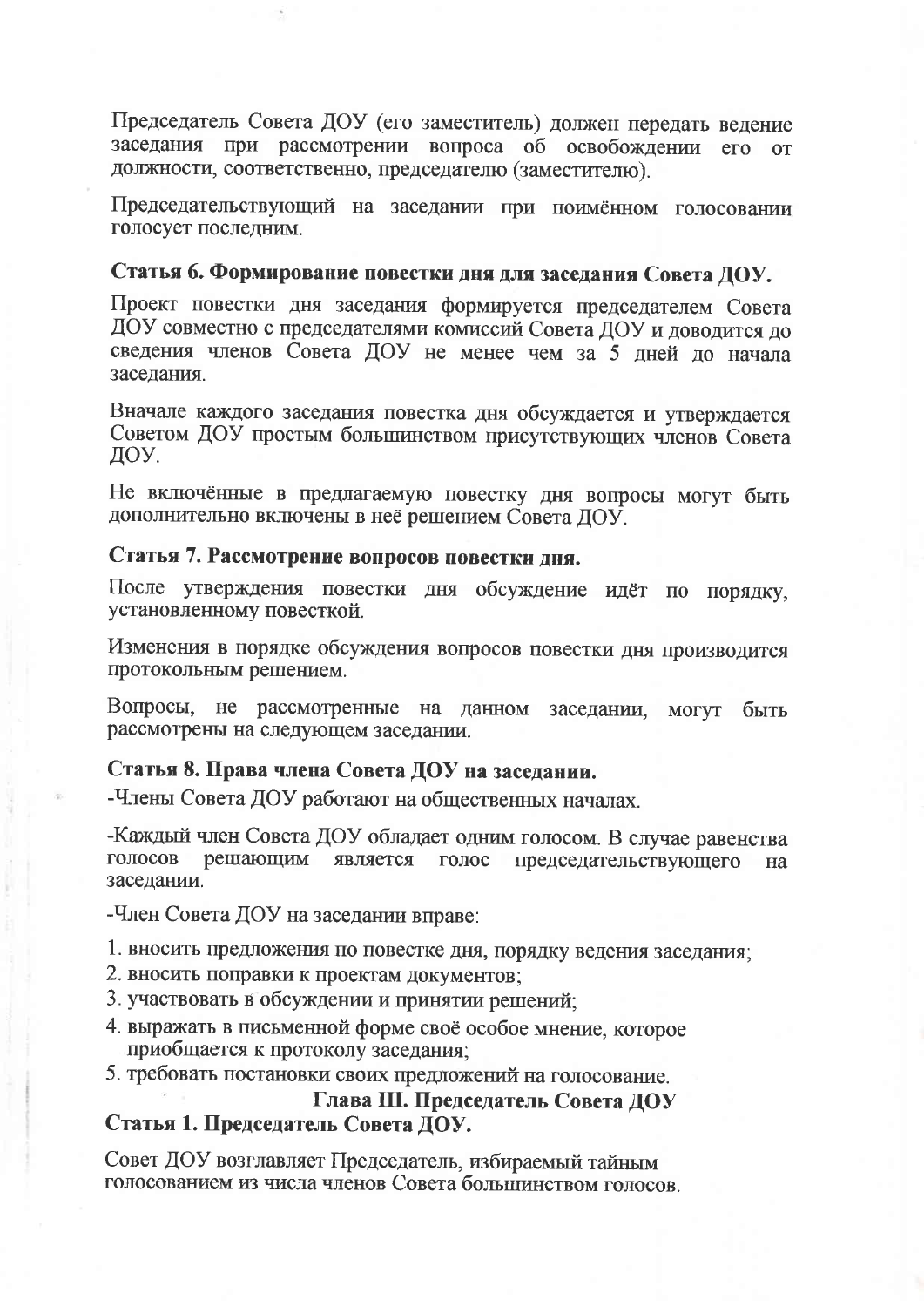Председатель Совета ДОУ (его заместитель) должен передать ведение заседания при рассмотрении вопроса об освобождении его от должности, соответственно, председателю (заместителю).

Председательствующий на заседании при поимённом голосовании голосует последним.

### Статья 6. Формирование повестки дня для заседания Совета ДОУ.

Проект повестки дня заседания формируется председателем Совета ДОУ совместно с председателями комиссий Совета ДОУ и доводится до сведения членов Совета ДОУ не менее чем за 5 дней до начала заседания.

Вначале каждого заседания повестка дня обсуждается и утверждается Советом ДОУ простым большинством присутствующих членов Совета ДОУ.

Не включённые в предлагаемую повестку дня вопросы могут быть дополнительно включены в неё решением Совета ДОУ.

### Статья 7. Рассмотрение вопросов повестки дня.

После утверждения повестки дня обсуждение идёт по порядку, установленному повесткой.

Изменения в порядке обсуждения вопросов повестки дня производится протокольным решением.

Вопросы, не рассмотренные на данном заседании, могут быть рассмотрены на следующем заседании.

### Статья 8. Права члена Совета ДОУ на заседании.

-Члены Совета ДОУ работают на общественных началах.

-Каждый член Совета ДОУ обладает одним голосом. В случае равенства голосов решающим является голос председательствующего на заседании.

-Член Совета ДОУ на заседании вправе:

1. вносить предложения по повестке дня, порядку ведения заседания;
2. вносить поправки к проектам документов;
3. участвовать в обсуждении и принятии решений;
4. выражать в письменной форме своё особое мнение, которое приобщается к протоколу заседания;
5. требовать постановки своих предложений на голосование.

## Глава III. Председатель Совета ДОУ

### Статья 1. Председатель Совета ДОУ.

Совет ДОУ возглавляет Председатель, избираемый тайным голосованием из числа членов Совета большинством голосов.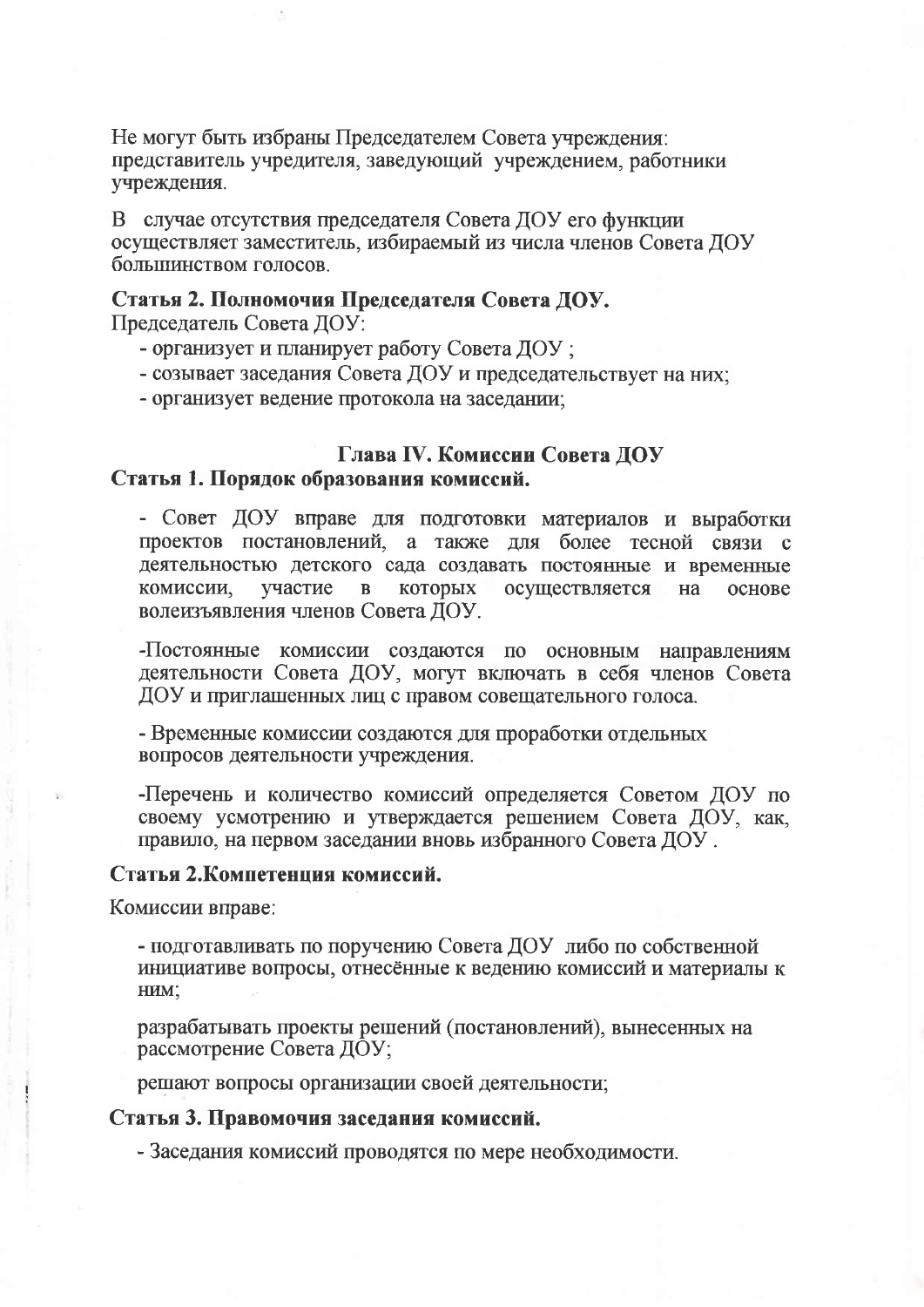Не могут быть избраны Председателем Совета учреждения: представитель учредителя, заведующий учреждением, работники учреждения.

В случае отсутствия председателя Совета ДОУ его функции осуществляет заместитель, избираемый из числа членов Совета ДОУ большинством голосов.

**Статья 2. Полномочия Председателя Совета ДОУ.**

Председатель Совета ДОУ:

- организует и планирует работу Совета ДОУ ;
- созывает заседания Совета ДОУ и председательствует на них;
- организует ведение протокола на заседании;

## Глава IV. Комиссии Совета ДОУ

**Статья 1. Порядок образования комиссий.**

- Совет ДОУ вправе для подготовки материалов и выработки проектов постановлений, а также для более тесной связи с деятельностью детского сада создавать постоянные и временные комиссии, участие в которых осуществляется на основе волеизъявления членов Совета ДОУ.

-Постоянные комиссии создаются по основным направлениям деятельности Совета ДОУ, могут включать в себя членов Совета ДОУ и приглашенных лиц с правом совещательного голоса.

- Временные комиссии создаются для проработки отдельных вопросов деятельности учреждения.

-Перечень и количество комиссий определяется Советом ДОУ по своему усмотрению и утверждается решением Совета ДОУ, как, правило, на первом заседании вновь избранного Совета ДОУ .

**Статья 2.Компетенция комиссий.**

Комиссии вправе:

- подготавливать по поручению Совета ДОУ либо по собственной инициативе вопросы, отнесённые к ведению комиссий и материалы к ним;

разрабатывать проекты решений (постановлений), вынесенных на рассмотрение Совета ДОУ;

решают вопросы организации своей деятельности;

**Статья 3. Правомочия заседания комиссий.**

- Заседания комиссий проводятся по мере необходимости.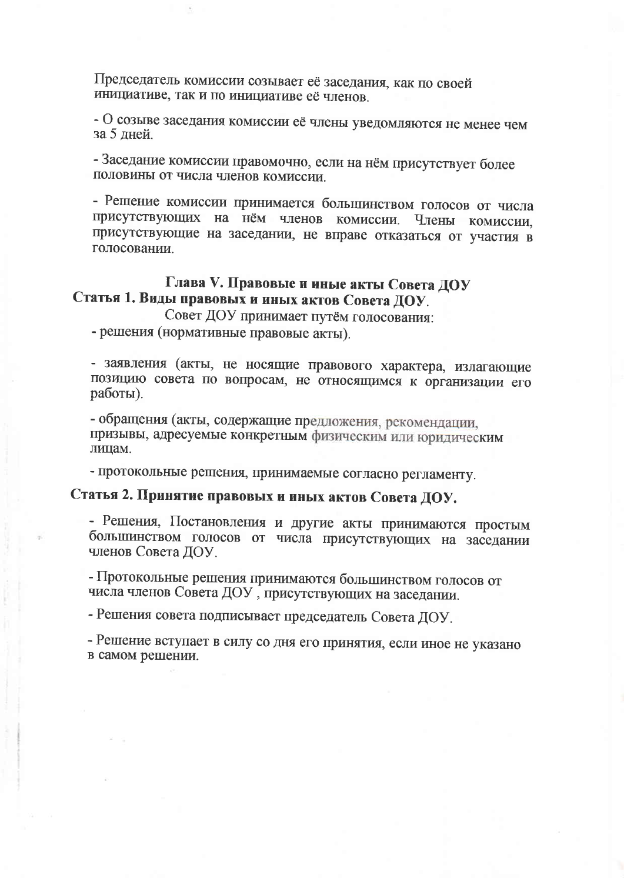Председатель комиссии созывает её заседания, как по своей инициативе, так и по инициативе её членов.

- О созыве заседания комиссии её члены уведомляются не менее чем за 5 дней.

- Заседание комиссии правомочно, если на нём присутствует более половины от числа членов комиссии.

- Решение комиссии принимается большинством голосов от числа присутствующих на нём членов комиссии. Члены комиссии, присутствующие на заседании, не вправе отказаться от участия в голосовании.

## Глава V. Правовые и иные акты Совета ДОУ

### Статья 1. Виды правовых и иных актов Совета ДОУ.

Совет ДОУ принимает путём голосования:

- решения (нормативные правовые акты).

- заявления (акты, не носящие правового характера, излагающие позицию совета по вопросам, не относящимся к организации его работы).

- обращения (акты, содержащие предложения, рекомендации, призывы, адресуемые конкретным физическим или юридическим лицам.

- протокольные решения, принимаемые согласно регламенту.

### Статья 2. Принятие правовых и иных актов Совета ДОУ.

- Решения, Постановления и другие акты принимаются простым большинством голосов от числа присутствующих на заседании членов Совета ДОУ.

- Протокольные решения принимаются большинством голосов от числа членов Совета ДОУ , присутствующих на заседании.

- Решения совета подписывает председатель Совета ДОУ.

- Решение вступает в силу со дня его принятия, если иное не указано в самом решении.